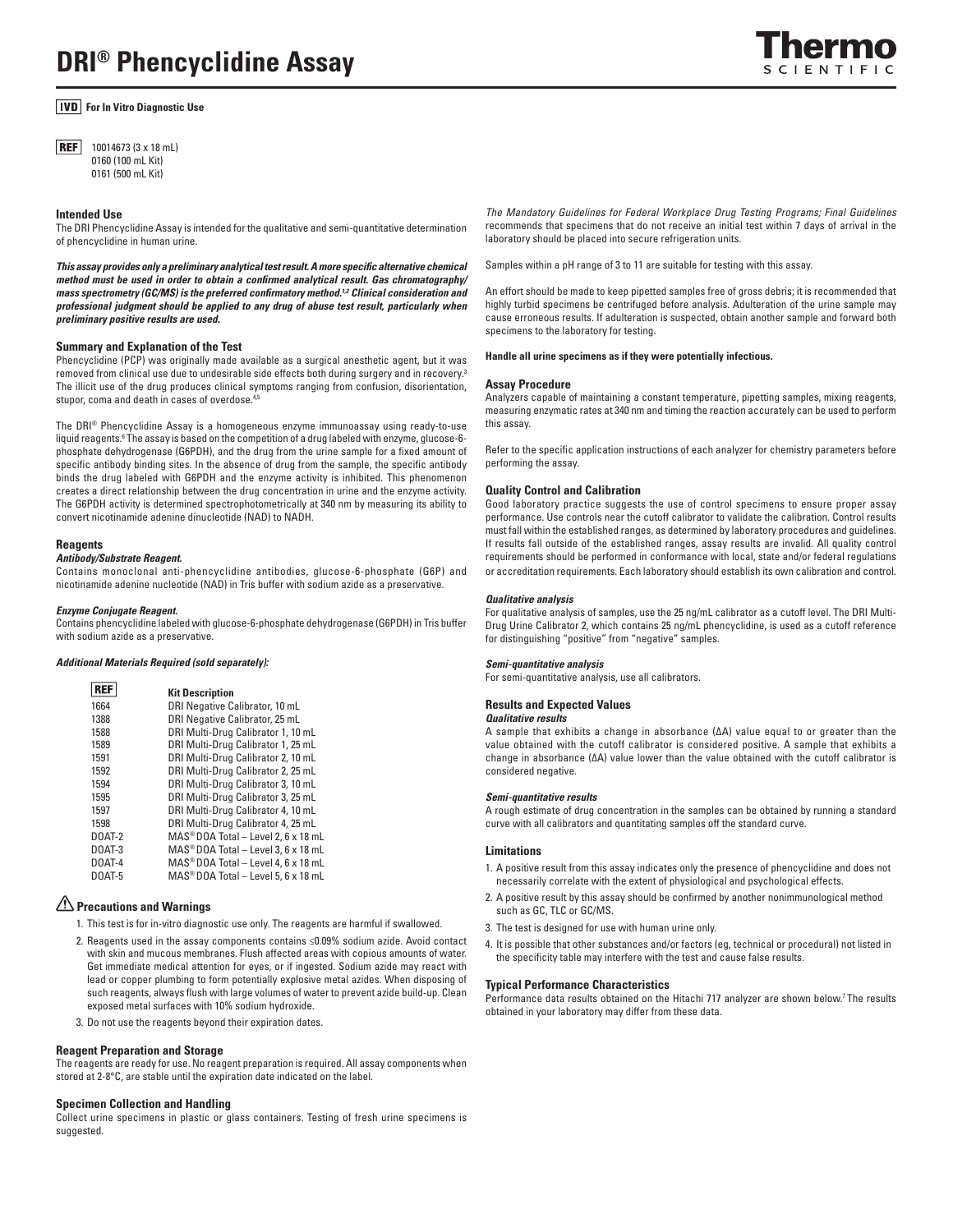# DRI® Phencyclidine Assay

**IVD For In Vitro Diagnostic Use**

**REF** 10014673 (3 x 18 mL)
0160 (100 mL Kit)
0161 (500 mL Kit)

## Intended Use

The DRI Phencyclidine Assay is intended for the qualitative and semi-quantitative determination of phencyclidine in human urine.

***This assay provides only a preliminary analytical test result. A more specific alternative chemical method must be used in order to obtain a confirmed analytical result. Gas chromatography/mass spectrometry (GC/MS) is the preferred confirmatory method.[1,2] Clinical consideration and professional judgment should be applied to any drug of abuse test result, particularly when preliminary positive results are used.***

## Summary and Explanation of the Test

Phencyclidine (PCP) was originally made available as a surgical anesthetic agent, but it was removed from clinical use due to undesirable side effects both during surgery and in recovery.[3] The illicit use of the drug produces clinical symptoms ranging from confusion, disorientation, stupor, coma and death in cases of overdose.[4,5]

The DRI® Phencyclidine Assay is a homogeneous enzyme immunoassay using ready-to-use liquid reagents.[6] The assay is based on the competition of a drug labeled with enzyme, glucose-6-phosphate dehydrogenase (G6PDH), and the drug from the urine sample for a fixed amount of specific antibody binding sites. In the absence of drug from the sample, the specific antibody binds the drug labeled with G6PDH and the enzyme activity is inhibited. This phenomenon creates a direct relationship between the drug concentration in urine and the enzyme activity. The G6PDH activity is determined spectrophotometrically at 340 nm by measuring its ability to convert nicotinamide adenine dinucleotide (NAD) to NADH.

## Reagents

***Antibody/Substrate Reagent.***

Contains monoclonal anti-phencyclidine antibodies, glucose-6-phosphate (G6P) and nicotinamide adenine nucleotide (NAD) in Tris buffer with sodium azide as a preservative.

***Enzyme Conjugate Reagent.***

Contains phencyclidine labeled with glucose-6-phosphate dehydrogenase (G6PDH) in Tris buffer with sodium azide as a preservative.

***Additional Materials Required (sold separately):***

| REF | Kit Description |
|---|---|
| 1664 | DRI Negative Calibrator, 10 mL |
| 1388 | DRI Negative Calibrator, 25 mL |
| 1588 | DRI Multi-Drug Calibrator 1, 10 mL |
| 1589 | DRI Multi-Drug Calibrator 1, 25 mL |
| 1591 | DRI Multi-Drug Calibrator 2, 10 mL |
| 1592 | DRI Multi-Drug Calibrator 2, 25 mL |
| 1594 | DRI Multi-Drug Calibrator 3, 10 mL |
| 1595 | DRI Multi-Drug Calibrator 3, 25 mL |
| 1597 | DRI Multi-Drug Calibrator 4, 10 mL |
| 1598 | DRI Multi-Drug Calibrator 4, 25 mL |
| DOAT-2 | MAS® DOA Total – Level 2, 6 x 18 mL |
| DOAT-3 | MAS® DOA Total – Level 3, 6 x 18 mL |
| DOAT-4 | MAS® DOA Total – Level 4, 6 x 18 mL |
| DOAT-5 | MAS® DOA Total – Level 5, 6 x 18 mL |

## ⚠ Precautions and Warnings

1. This test is for in-vitro diagnostic use only. The reagents are harmful if swallowed.
2. Reagents used in the assay components contains ≤0.09% sodium azide. Avoid contact with skin and mucous membranes. Flush affected areas with copious amounts of water. Get immediate medical attention for eyes, or if ingested. Sodium azide may react with lead or copper plumbing to form potentially explosive metal azides. When disposing of such reagents, always flush with large volumes of water to prevent azide build-up. Clean exposed metal surfaces with 10% sodium hydroxide.
3. Do not use the reagents beyond their expiration dates.

## Reagent Preparation and Storage

The reagents are ready for use. No reagent preparation is required. All assay components when stored at 2-8°C, are stable until the expiration date indicated on the label.

## Specimen Collection and Handling

Collect urine specimens in plastic or glass containers. Testing of fresh urine specimens is suggested.

*The Mandatory Guidelines for Federal Workplace Drug Testing Programs; Final Guidelines* recommends that specimens that do not receive an initial test within 7 days of arrival in the laboratory should be placed into secure refrigeration units.

Samples within a pH range of 3 to 11 are suitable for testing with this assay.

An effort should be made to keep pipetted samples free of gross debris; it is recommended that highly turbid specimens be centrifuged before analysis. Adulteration of the urine sample may cause erroneous results. If adulteration is suspected, obtain another sample and forward both specimens to the laboratory for testing.

**Handle all urine specimens as if they were potentially infectious.**

## Assay Procedure

Analyzers capable of maintaining a constant temperature, pipetting samples, mixing reagents, measuring enzymatic rates at 340 nm and timing the reaction accurately can be used to perform this assay.

Refer to the specific application instructions of each analyzer for chemistry parameters before performing the assay.

## Quality Control and Calibration

Good laboratory practice suggests the use of control specimens to ensure proper assay performance. Use controls near the cutoff calibrator to validate the calibration. Control results must fall within the established ranges, as determined by laboratory procedures and guidelines. If results fall outside of the established ranges, assay results are invalid. All quality control requirements should be performed in conformance with local, state and/or federal regulations or accreditation requirements. Each laboratory should establish its own calibration and control.

***Qualitative analysis***

For qualitative analysis of samples, use the 25 ng/mL calibrator as a cutoff level. The DRI Multi-Drug Urine Calibrator 2, which contains 25 ng/mL phencyclidine, is used as a cutoff reference for distinguishing "positive" from "negative" samples.

***Semi-quantitative analysis***

For semi-quantitative analysis, use all calibrators.

## Results and Expected Values

***Qualitative results***

A sample that exhibits a change in absorbance ($\Delta A$) value equal to or greater than the value obtained with the cutoff calibrator is considered positive. A sample that exhibits a change in absorbance ($\Delta A$) value lower than the value obtained with the cutoff calibrator is considered negative.

***Semi-quantitative results***

A rough estimate of drug concentration in the samples can be obtained by running a standard curve with all calibrators and quantitating samples off the standard curve.

## Limitations

1. A positive result from this assay indicates only the presence of phencyclidine and does not necessarily correlate with the extent of physiological and psychological effects.
2. A positive result by this assay should be confirmed by another nonimmunological method such as GC, TLC or GC/MS.
3. The test is designed for use with human urine only.
4. It is possible that other substances and/or factors (eg, technical or procedural) not listed in the specificity table may interfere with the test and cause false results.

## Typical Performance Characteristics

Performance data results obtained on the Hitachi 717 analyzer are shown below.[7] The results obtained in your laboratory may differ from these data.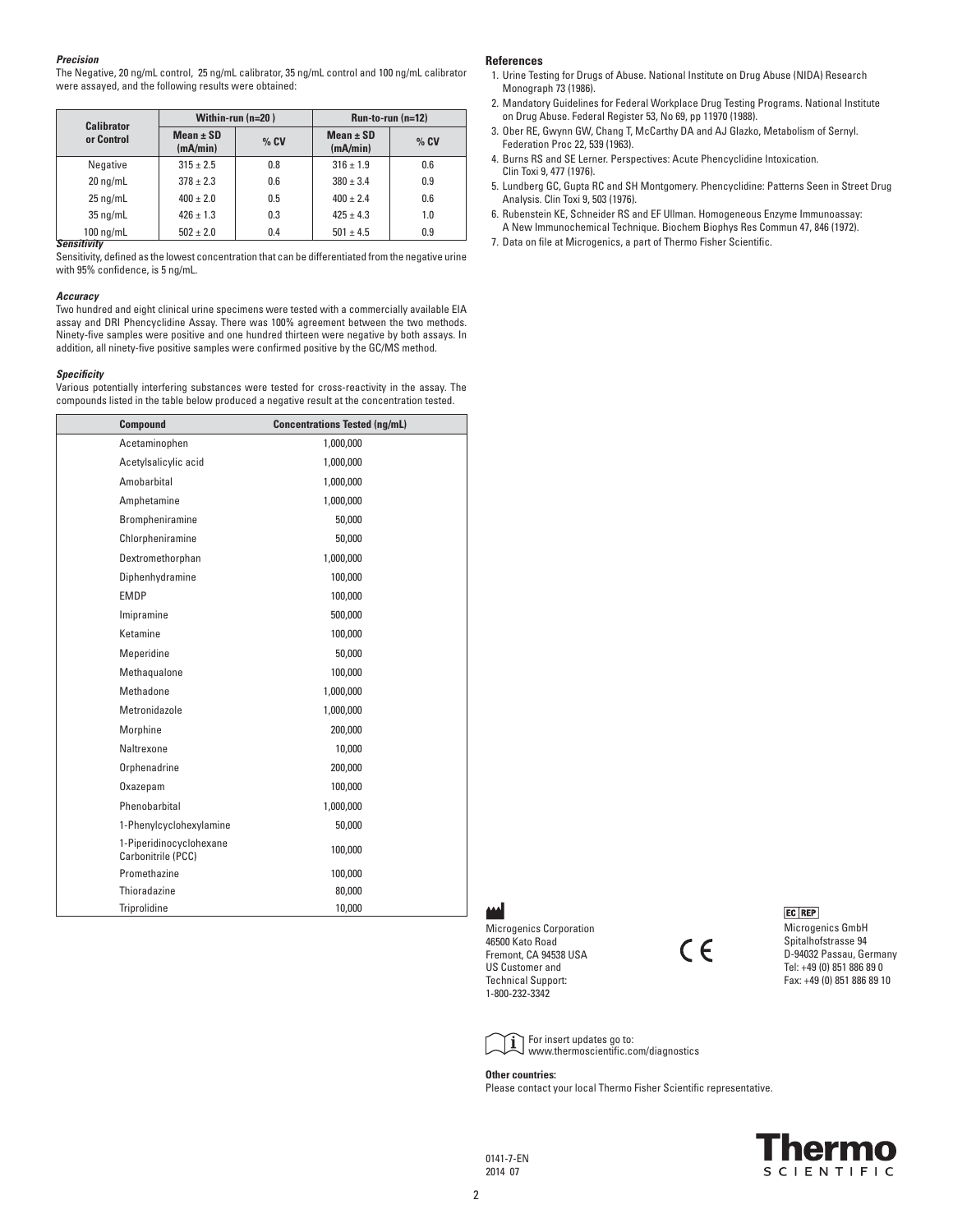***Precision***

The Negative, 20 ng/mL control, 25 ng/mL calibrator, 35 ng/mL control and 100 ng/mL calibrator were assayed, and the following results were obtained:

| Calibrator or Control | Within-run (n=20) | | Run-to-run (n=12) | |
|---|---|---|---|---|
| | Mean ± SD (mA/min) | % CV | Mean ± SD (mA/min) | % CV |
| Negative | 315 ± 2.5 | 0.8 | 316 ± 1.9 | 0.6 |
| 20 ng/mL | 378 ± 2.3 | 0.6 | 380 ± 3.4 | 0.9 |
| 25 ng/mL | 400 ± 2.0 | 0.5 | 400 ± 2.4 | 0.6 |
| 35 ng/mL | 426 ± 1.3 | 0.3 | 425 ± 4.3 | 1.0 |
| 100 ng/mL | 502 ± 2.0 | 0.4 | 501 ± 4.5 | 0.9 |

***Sensitivity***

Sensitivity, defined as the lowest concentration that can be differentiated from the negative urine with 95% confidence, is 5 ng/mL.

***Accuracy***

Two hundred and eight clinical urine specimens were tested with a commercially available EIA assay and DRI Phencyclidine Assay. There was 100% agreement between the two methods. Ninety-five samples were positive and one hundred thirteen were negative by both assays. In addition, all ninety-five positive samples were confirmed positive by the GC/MS method.

***Specificity***

Various potentially interfering substances were tested for cross-reactivity in the assay. The compounds listed in the table below produced a negative result at the concentration tested.

| Compound | Concentrations Tested (ng/mL) |
|---|---|
| Acetaminophen | 1,000,000 |
| Acetylsalicylic acid | 1,000,000 |
| Amobarbital | 1,000,000 |
| Amphetamine | 1,000,000 |
| Brompheniramine | 50,000 |
| Chlorpheniramine | 50,000 |
| Dextromethorphan | 1,000,000 |
| Diphenhydramine | 100,000 |
| EMDP | 100,000 |
| Imipramine | 500,000 |
| Ketamine | 100,000 |
| Meperidine | 50,000 |
| Methaqualone | 100,000 |
| Methadone | 1,000,000 |
| Metronidazole | 1,000,000 |
| Morphine | 200,000 |
| Naltrexone | 10,000 |
| Orphenadrine | 200,000 |
| Oxazepam | 100,000 |
| Phenobarbital | 1,000,000 |
| 1-Phenylcyclohexylamine | 50,000 |
| 1-Piperidinocyclohexane Carbonitrile (PCC) | 100,000 |
| Promethazine | 100,000 |
| Thioradazine | 80,000 |
| Triprolidine | 10,000 |

**References**

1. Urine Testing for Drugs of Abuse. National Institute on Drug Abuse (NIDA) Research Monograph 73 (1986).
2. Mandatory Guidelines for Federal Workplace Drug Testing Programs. National Institute on Drug Abuse. Federal Register 53, No 69, pp 11970 (1988).
3. Ober RE, Gwynn GW, Chang T, McCarthy DA and AJ Glazko, Metabolism of Sernyl. Federation Proc 22, 539 (1963).
4. Burns RS and SE Lerner. Perspectives: Acute Phencyclidine Intoxication. Clin Toxi 9, 477 (1976).
5. Lundberg GC, Gupta RC and SH Montgomery. Phencyclidine: Patterns Seen in Street Drug Analysis. Clin Toxi 9, 503 (1976).
6. Rubenstein KE, Schneider RS and EF Ullman. Homogeneous Enzyme Immunoassay: A New Immunochemical Technique. Biochem Biophys Res Commun 47, 846 (1972).
7. Data on file at Microgenics, a part of Thermo Fisher Scientific.

Microgenics Corporation
46500 Kato Road
Fremont, CA 94538 USA
US Customer and
Technical Support:
1-800-232-3342

CE

EC REP

Microgenics GmbH
Spitalhofstrasse 94
D-94032 Passau, Germany
Tel: +49 (0) 851 886 89 0
Fax: +49 (0) 851 886 89 10

For insert updates go to:
www.thermoscientific.com/diagnostics

**Other countries:**

Please contact your local Thermo Fisher Scientific representative.

0141-7-EN
2014 07

Thermo SCIENTIFIC